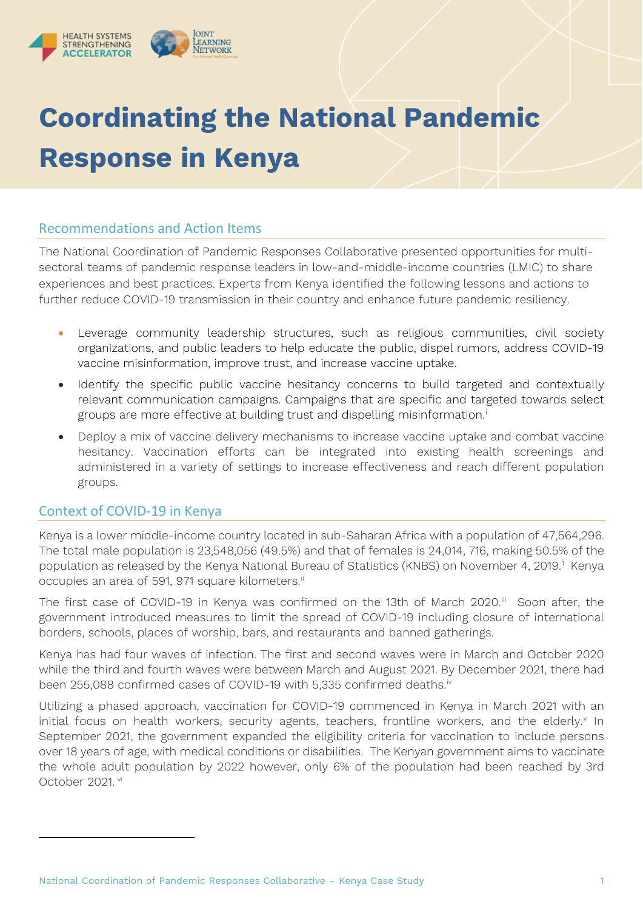# Coordinating the National Pandemic Response in Kenya

## Recommendations and Action Items

The National Coordination of Pandemic Responses Collaborative presented opportunities for multi-sectoral teams of pandemic response leaders in low-and-middle-income countries (LMIC) to share experiences and best practices. Experts from Kenya identified the following lessons and actions to further reduce COVID-19 transmission in their country and enhance future pandemic resiliency.

- Leverage community leadership structures, such as religious communities, civil society organizations, and public leaders to help educate the public, dispel rumors, address COVID-19 vaccine misinformation, improve trust, and increase vaccine uptake.
- Identify the specific public vaccine hesitancy concerns to build targeted and contextually relevant communication campaigns. Campaigns that are specific and targeted towards select groups are more effective at building trust and dispelling misinformation.[i]
- Deploy a mix of vaccine delivery mechanisms to increase vaccine uptake and combat vaccine hesitancy. Vaccination efforts can be integrated into existing health screenings and administered in a variety of settings to increase effectiveness and reach different population groups.

## Context of COVID-19 in Kenya

Kenya is a lower middle-income country located in sub-Saharan Africa with a population of 47,564,296. The total male population is 23,548,056 (49.5%) and that of females is 24,014, 716, making 50.5% of the population as released by the Kenya National Bureau of Statistics (KNBS) on November 4, 2019.[1] Kenya occupies an area of 591, 971 square kilometers.[ii]

The first case of COVID-19 in Kenya was confirmed on the 13th of March 2020.[iii] Soon after, the government introduced measures to limit the spread of COVID-19 including closure of international borders, schools, places of worship, bars, and restaurants and banned gatherings.

Kenya has had four waves of infection. The first and second waves were in March and October 2020 while the third and fourth waves were between March and August 2021. By December 2021, there had been 255,088 confirmed cases of COVID-19 with 5,335 confirmed deaths.[iv]

Utilizing a phased approach, vaccination for COVID-19 commenced in Kenya in March 2021 with an initial focus on health workers, security agents, teachers, frontline workers, and the elderly.[v] In September 2021, the government expanded the eligibility criteria for vaccination to include persons over 18 years of age, with medical conditions or disabilities. The Kenyan government aims to vaccinate the whole adult population by 2022 however, only 6% of the population had been reached by 3rd October 2021.[vi]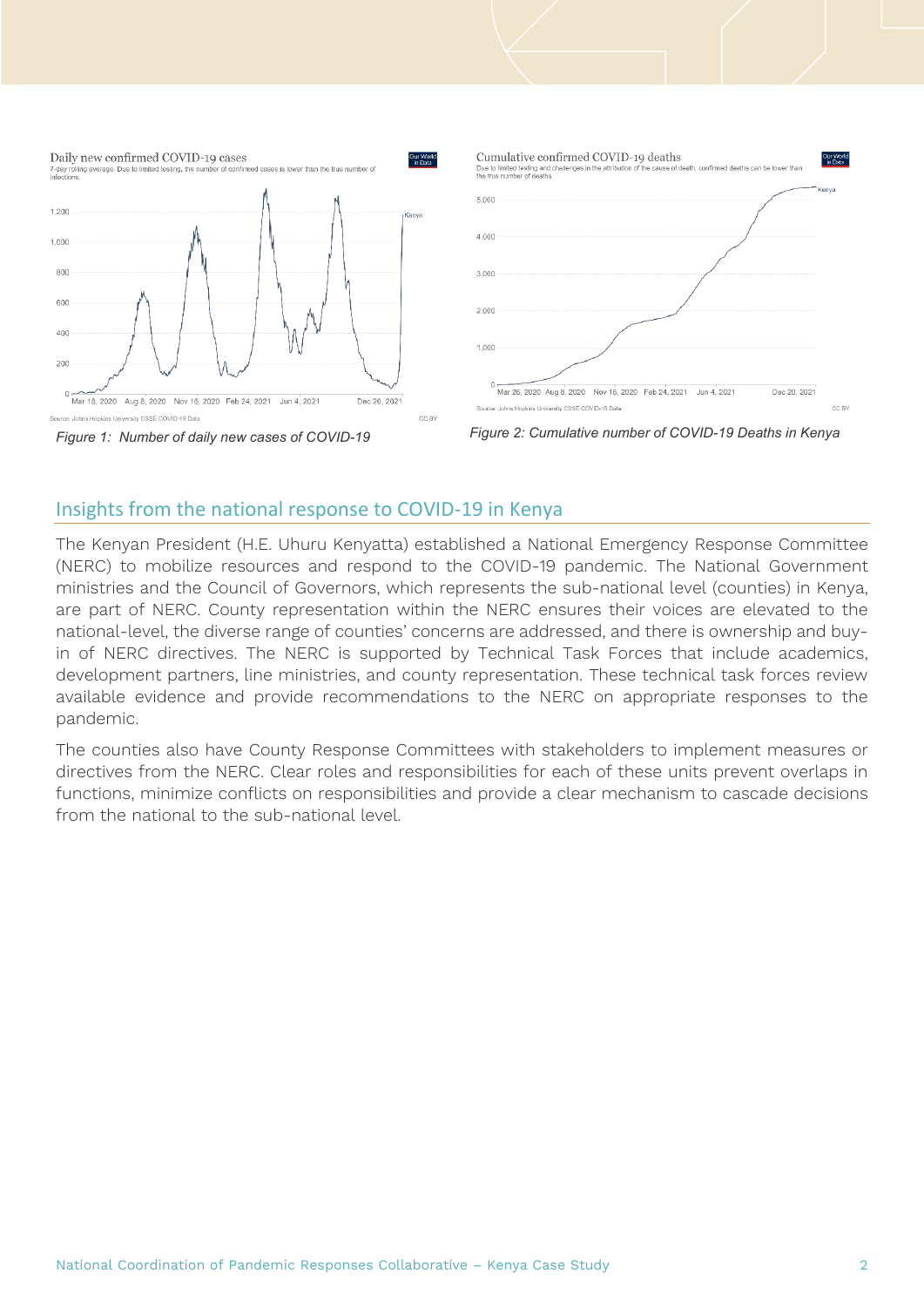Figure 1: Number of daily new cases of COVID-19

Figure 2: Cumulative number of COVID-19 Deaths in Kenya

## Insights from the national response to COVID-19 in Kenya

The Kenyan President (H.E. Uhuru Kenyatta) established a National Emergency Response Committee (NERC) to mobilize resources and respond to the COVID-19 pandemic. The National Government ministries and the Council of Governors, which represents the sub-national level (counties) in Kenya, are part of NERC. County representation within the NERC ensures their voices are elevated to the national-level, the diverse range of counties' concerns are addressed, and there is ownership and buy-in of NERC directives. The NERC is supported by Technical Task Forces that include academics, development partners, line ministries, and county representation. These technical task forces review available evidence and provide recommendations to the NERC on appropriate responses to the pandemic.

The counties also have County Response Committees with stakeholders to implement measures or directives from the NERC. Clear roles and responsibilities for each of these units prevent overlaps in functions, minimize conflicts on responsibilities and provide a clear mechanism to cascade decisions from the national to the sub-national level.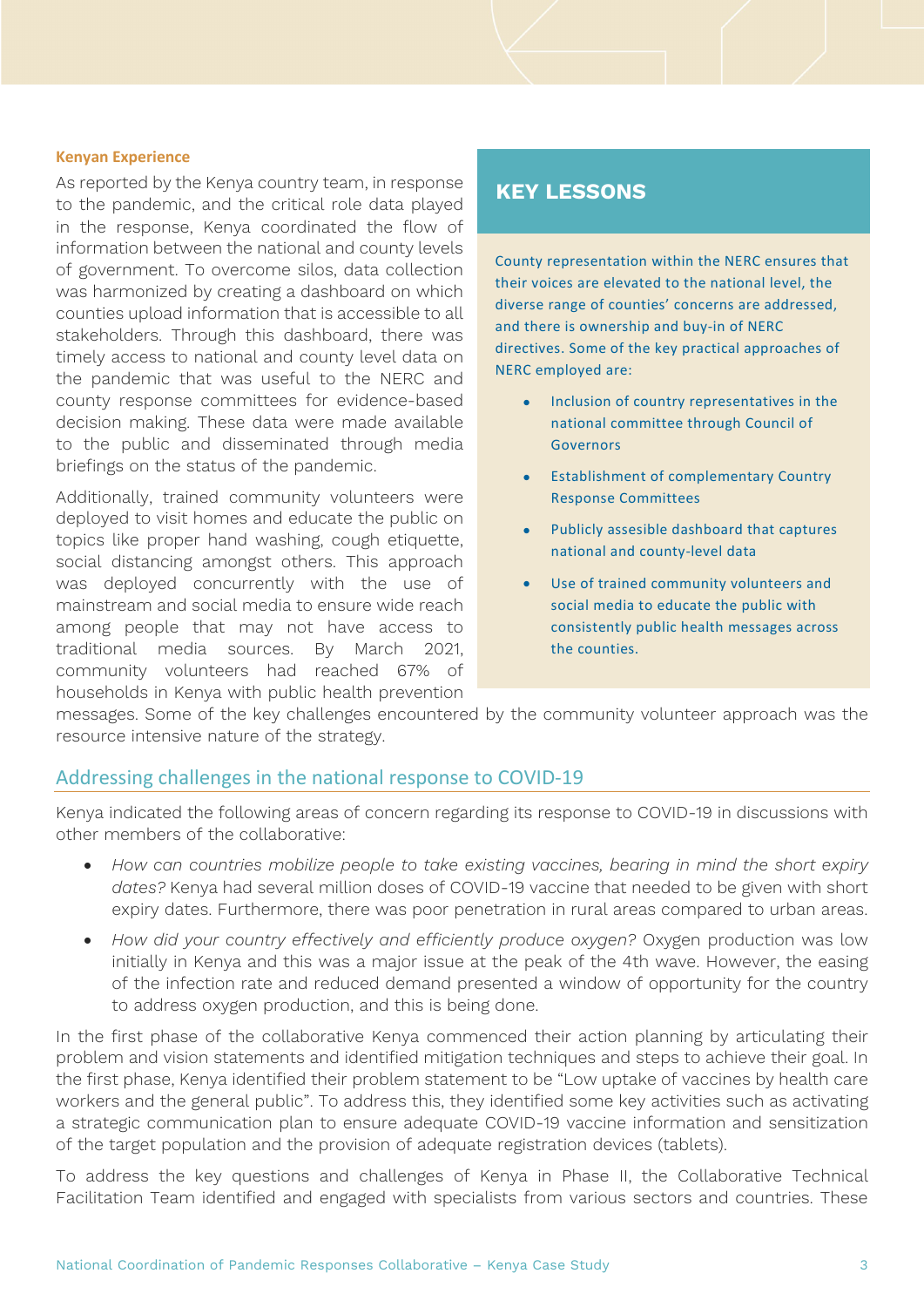### Kenyan Experience

As reported by the Kenya country team, in response to the pandemic, and the critical role data played in the response, Kenya coordinated the flow of information between the national and county levels of government. To overcome silos, data collection was harmonized by creating a dashboard on which counties upload information that is accessible to all stakeholders. Through this dashboard, there was timely access to national and county level data on the pandemic that was useful to the NERC and county response committees for evidence-based decision making. These data were made available to the public and disseminated through media briefings on the status of the pandemic.

Additionally, trained community volunteers were deployed to visit homes and educate the public on topics like proper hand washing, cough etiquette, social distancing amongst others. This approach was deployed concurrently with the use of mainstream and social media to ensure wide reach among people that may not have access to traditional media sources. By March 2021, community volunteers had reached 67% of households in Kenya with public health prevention messages. Some of the key challenges encountered by the community volunteer approach was the resource intensive nature of the strategy.

> **KEY LESSONS**
>
> County representation within the NERC ensures that their voices are elevated to the national level, the diverse range of counties' concerns are addressed, and there is ownership and buy-in of NERC directives. Some of the key practical approaches of NERC employed are:
>
> - Inclusion of country representatives in the national committee through Council of Governors
> - Establishment of complementary Country Response Committees
> - Publicly assesible dashboard that captures national and county-level data
> - Use of trained community volunteers and social media to educate the public with consistently public health messages across the counties.

## Addressing challenges in the national response to COVID-19

Kenya indicated the following areas of concern regarding its response to COVID-19 in discussions with other members of the collaborative:

- *How can countries mobilize people to take existing vaccines, bearing in mind the short expiry dates?* Kenya had several million doses of COVID-19 vaccine that needed to be given with short expiry dates. Furthermore, there was poor penetration in rural areas compared to urban areas.
- *How did your country effectively and efficiently produce oxygen?* Oxygen production was low initially in Kenya and this was a major issue at the peak of the 4th wave. However, the easing of the infection rate and reduced demand presented a window of opportunity for the country to address oxygen production, and this is being done.

In the first phase of the collaborative Kenya commenced their action planning by articulating their problem and vision statements and identified mitigation techniques and steps to achieve their goal. In the first phase, Kenya identified their problem statement to be "Low uptake of vaccines by health care workers and the general public". To address this, they identified some key activities such as activating a strategic communication plan to ensure adequate COVID-19 vaccine information and sensitization of the target population and the provision of adequate registration devices (tablets).

To address the key questions and challenges of Kenya in Phase II, the Collaborative Technical Facilitation Team identified and engaged with specialists from various sectors and countries. These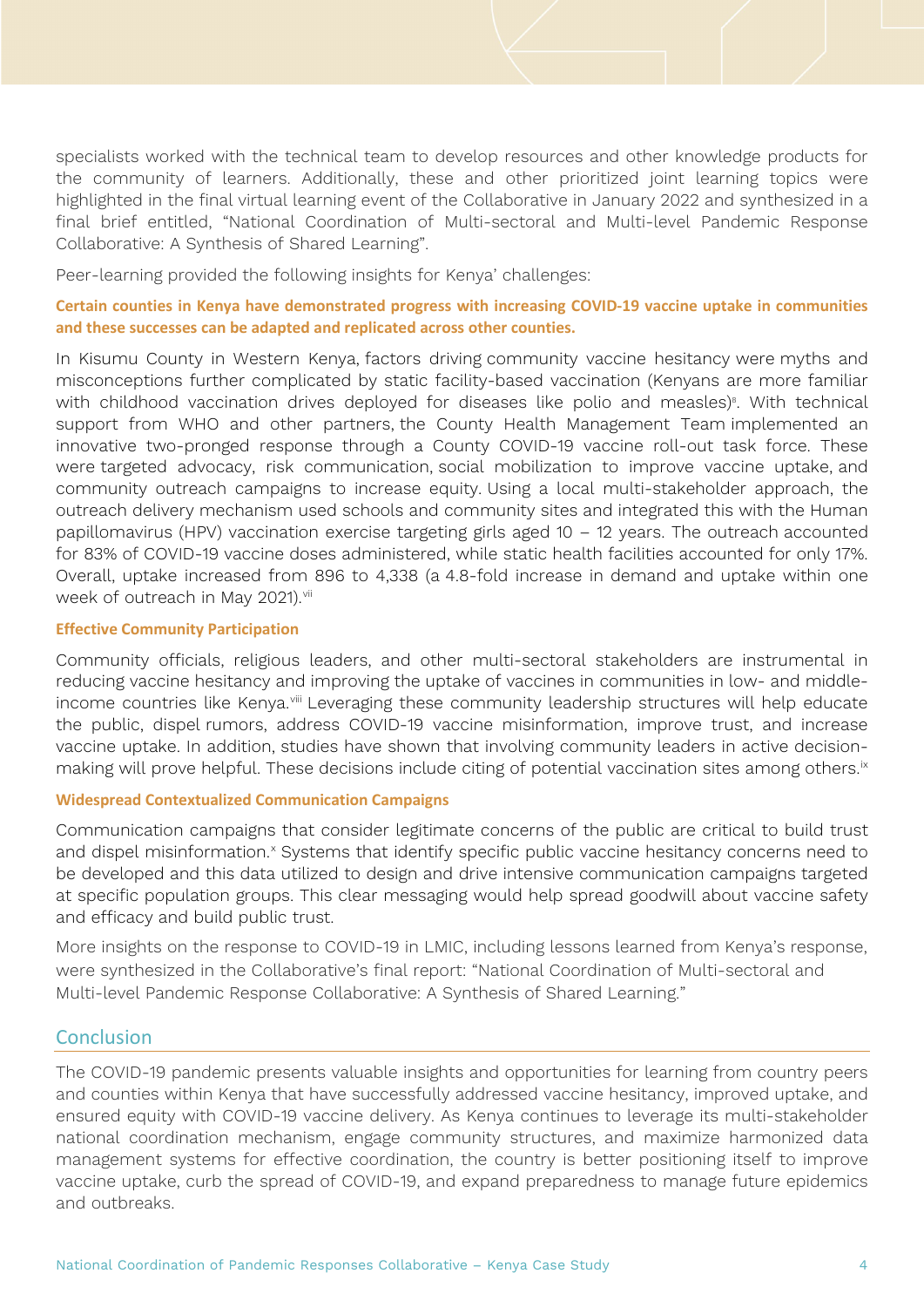specialists worked with the technical team to develop resources and other knowledge products for the community of learners. Additionally, these and other prioritized joint learning topics were highlighted in the final virtual learning event of the Collaborative in January 2022 and synthesized in a final brief entitled, "National Coordination of Multi-sectoral and Multi-level Pandemic Response Collaborative: A Synthesis of Shared Learning".

Peer-learning provided the following insights for Kenya' challenges:

**Certain counties in Kenya have demonstrated progress with increasing COVID-19 vaccine uptake in communities and these successes can be adapted and replicated across other counties.**

In Kisumu County in Western Kenya, factors driving community vaccine hesitancy were myths and misconceptions further complicated by static facility-based vaccination (Kenyans are more familiar with childhood vaccination drives deployed for diseases like polio and measles)[8]. With technical support from WHO and other partners, the County Health Management Team implemented an innovative two-pronged response through a County COVID-19 vaccine roll-out task force. These were targeted advocacy, risk communication, social mobilization to improve vaccine uptake, and community outreach campaigns to increase equity. Using a local multi-stakeholder approach, the outreach delivery mechanism used schools and community sites and integrated this with the Human papillomavirus (HPV) vaccination exercise targeting girls aged 10 – 12 years. The outreach accounted for 83% of COVID-19 vaccine doses administered, while static health facilities accounted for only 17%. Overall, uptake increased from 896 to 4,338 (a 4.8-fold increase in demand and uptake within one week of outreach in May 2021).[vii]

**Effective Community Participation**

Community officials, religious leaders, and other multi-sectoral stakeholders are instrumental in reducing vaccine hesitancy and improving the uptake of vaccines in communities in low- and middle-income countries like Kenya.[viii] Leveraging these community leadership structures will help educate the public, dispel rumors, address COVID-19 vaccine misinformation, improve trust, and increase vaccine uptake. In addition, studies have shown that involving community leaders in active decision-making will prove helpful. These decisions include citing of potential vaccination sites among others.[ix]

**Widespread Contextualized Communication Campaigns**

Communication campaigns that consider legitimate concerns of the public are critical to build trust and dispel misinformation.[x] Systems that identify specific public vaccine hesitancy concerns need to be developed and this data utilized to design and drive intensive communication campaigns targeted at specific population groups. This clear messaging would help spread goodwill about vaccine safety and efficacy and build public trust.

More insights on the response to COVID-19 in LMIC, including lessons learned from Kenya's response, were synthesized in the Collaborative's final report: "National Coordination of Multi-sectoral and Multi-level Pandemic Response Collaborative: A Synthesis of Shared Learning."

## Conclusion

The COVID-19 pandemic presents valuable insights and opportunities for learning from country peers and counties within Kenya that have successfully addressed vaccine hesitancy, improved uptake, and ensured equity with COVID-19 vaccine delivery. As Kenya continues to leverage its multi-stakeholder national coordination mechanism, engage community structures, and maximize harmonized data management systems for effective coordination, the country is better positioning itself to improve vaccine uptake, curb the spread of COVID-19, and expand preparedness to manage future epidemics and outbreaks.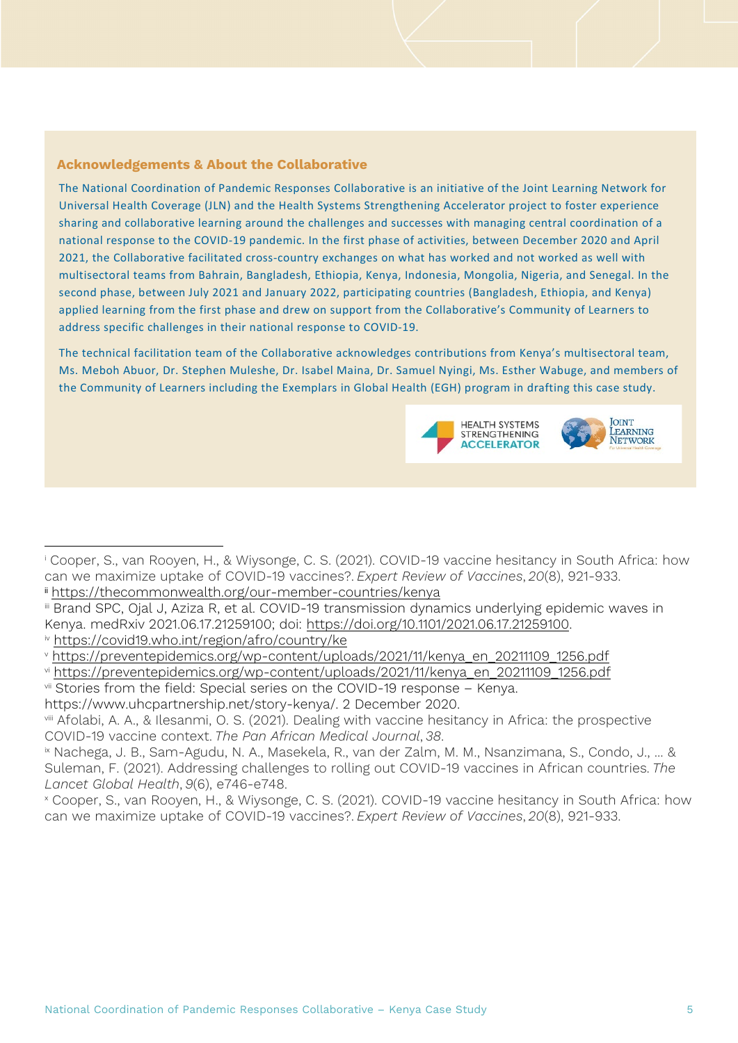### Acknowledgements & About the Collaborative

The National Coordination of Pandemic Responses Collaborative is an initiative of the Joint Learning Network for Universal Health Coverage (JLN) and the Health Systems Strengthening Accelerator project to foster experience sharing and collaborative learning around the challenges and successes with managing central coordination of a national response to the COVID-19 pandemic. In the first phase of activities, between December 2020 and April 2021, the Collaborative facilitated cross-country exchanges on what has worked and not worked as well with multisectoral teams from Bahrain, Bangladesh, Ethiopia, Kenya, Indonesia, Mongolia, Nigeria, and Senegal. In the second phase, between July 2021 and January 2022, participating countries (Bangladesh, Ethiopia, and Kenya) applied learning from the first phase and drew on support from the Collaborative's Community of Learners to address specific challenges in their national response to COVID-19.

The technical facilitation team of the Collaborative acknowledges contributions from Kenya's multisectoral team, Ms. Meboh Abuor, Dr. Stephen Muleshe, Dr. Isabel Maina, Dr. Samuel Nyingi, Ms. Esther Wabuge, and members of the Community of Learners including the Exemplars in Global Health (EGH) program in drafting this case study.

HEALTH SYSTEMS STRENGTHENING ACCELERATOR

JOINT LEARNING NETWORK For Universal Health Coverage

---

[i] Cooper, S., van Rooyen, H., & Wiysonge, C. S. (2021). COVID-19 vaccine hesitancy in South Africa: how can we maximize uptake of COVID-19 vaccines?. *Expert Review of Vaccines*, *20*(8), 921-933.

[ii] https://thecommonwealth.org/our-member-countries/kenya

[iii] Brand SPC, Ojal J, Aziza R, et al. COVID-19 transmission dynamics underlying epidemic waves in Kenya. medRxiv 2021.06.17.21259100; doi: https://doi.org/10.1101/2021.06.17.21259100.

[iv] https://covid19.who.int/region/afro/country/ke

[v] https://preventepidemics.org/wp-content/uploads/2021/11/kenya_en_20211109_1256.pdf

[vi] https://preventepidemics.org/wp-content/uploads/2021/11/kenya_en_20211109_1256.pdf

[vii] Stories from the field: Special series on the COVID-19 response – Kenya. https://www.uhcpartnership.net/story-kenya/. 2 December 2020.

[viii] Afolabi, A. A., & Ilesanmi, O. S. (2021). Dealing with vaccine hesitancy in Africa: the prospective COVID-19 vaccine context. *The Pan African Medical Journal*, *38*.

[ix] Nachega, J. B., Sam-Agudu, N. A., Masekela, R., van der Zalm, M. M., Nsanzimana, S., Condo, J., ... & Suleman, F. (2021). Addressing challenges to rolling out COVID-19 vaccines in African countries. *The Lancet Global Health*, *9*(6), e746-e748.

[x] Cooper, S., van Rooyen, H., & Wiysonge, C. S. (2021). COVID-19 vaccine hesitancy in South Africa: how can we maximize uptake of COVID-19 vaccines?. *Expert Review of Vaccines*, *20*(8), 921-933.